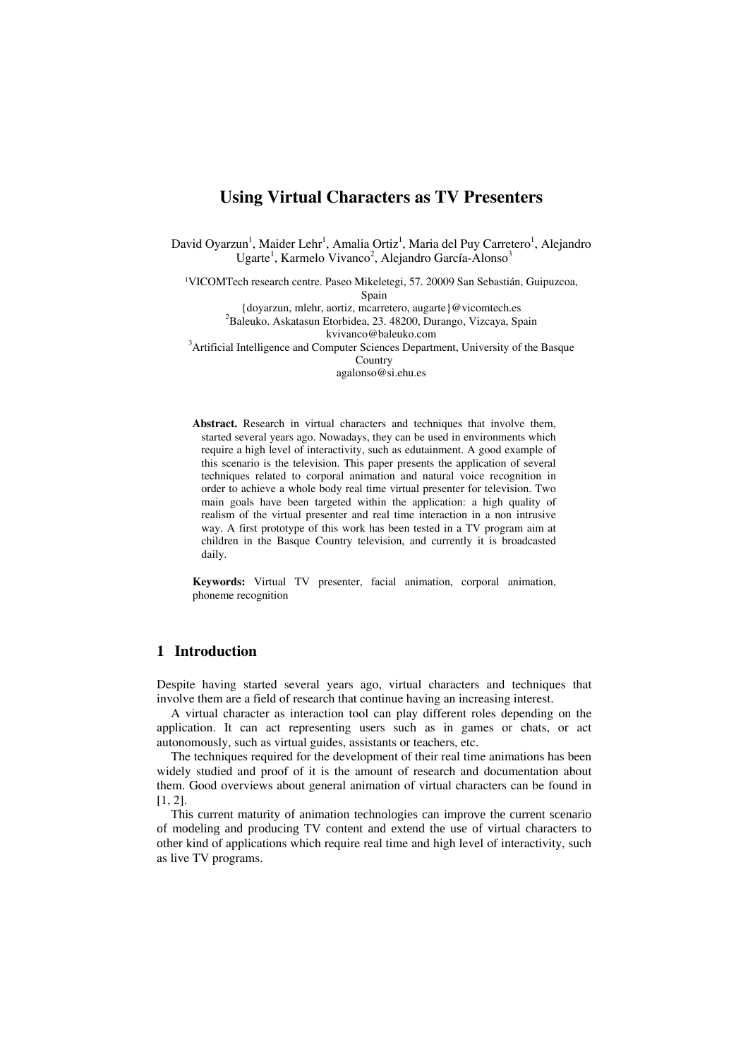# Using Virtual Characters as TV Presenters

David Oyarzun[1], Maider Lehr[1], Amalia Ortiz[1], Maria del Puy Carretero[1], Alejandro Ugarte[1], Karmelo Vivanco[2], Alejandro García-Alonso[3]

[1]VICOMTech research centre. Paseo Mikeletegi, 57. 20009 San Sebastián, Guipuzcoa, Spain
{doyarzun, mlehr, aortiz, mcarretero, augarte}@vicomtech.es
[2]Baleuko. Askatasun Etorbidea, 23. 48200, Durango, Vizcaya, Spain
kvivanco@baleuko.com
[3]Artificial Intelligence and Computer Sciences Department, University of the Basque Country
agalonso@si.ehu.es

**Abstract.** Research in virtual characters and techniques that involve them, started several years ago. Nowadays, they can be used in environments which require a high level of interactivity, such as edutainment. A good example of this scenario is the television. This paper presents the application of several techniques related to corporal animation and natural voice recognition in order to achieve a whole body real time virtual presenter for television. Two main goals have been targeted within the application: a high quality of realism of the virtual presenter and real time interaction in a non intrusive way. A first prototype of this work has been tested in a TV program aim at children in the Basque Country television, and currently it is broadcasted daily.

**Keywords:** Virtual TV presenter, facial animation, corporal animation, phoneme recognition

## 1 Introduction

Despite having started several years ago, virtual characters and techniques that involve them are a field of research that continue having an increasing interest.

A virtual character as interaction tool can play different roles depending on the application. It can act representing users such as in games or chats, or act autonomously, such as virtual guides, assistants or teachers, etc.

The techniques required for the development of their real time animations has been widely studied and proof of it is the amount of research and documentation about them. Good overviews about general animation of virtual characters can be found in [1, 2].

This current maturity of animation technologies can improve the current scenario of modeling and producing TV content and extend the use of virtual characters to other kind of applications which require real time and high level of interactivity, such as live TV programs.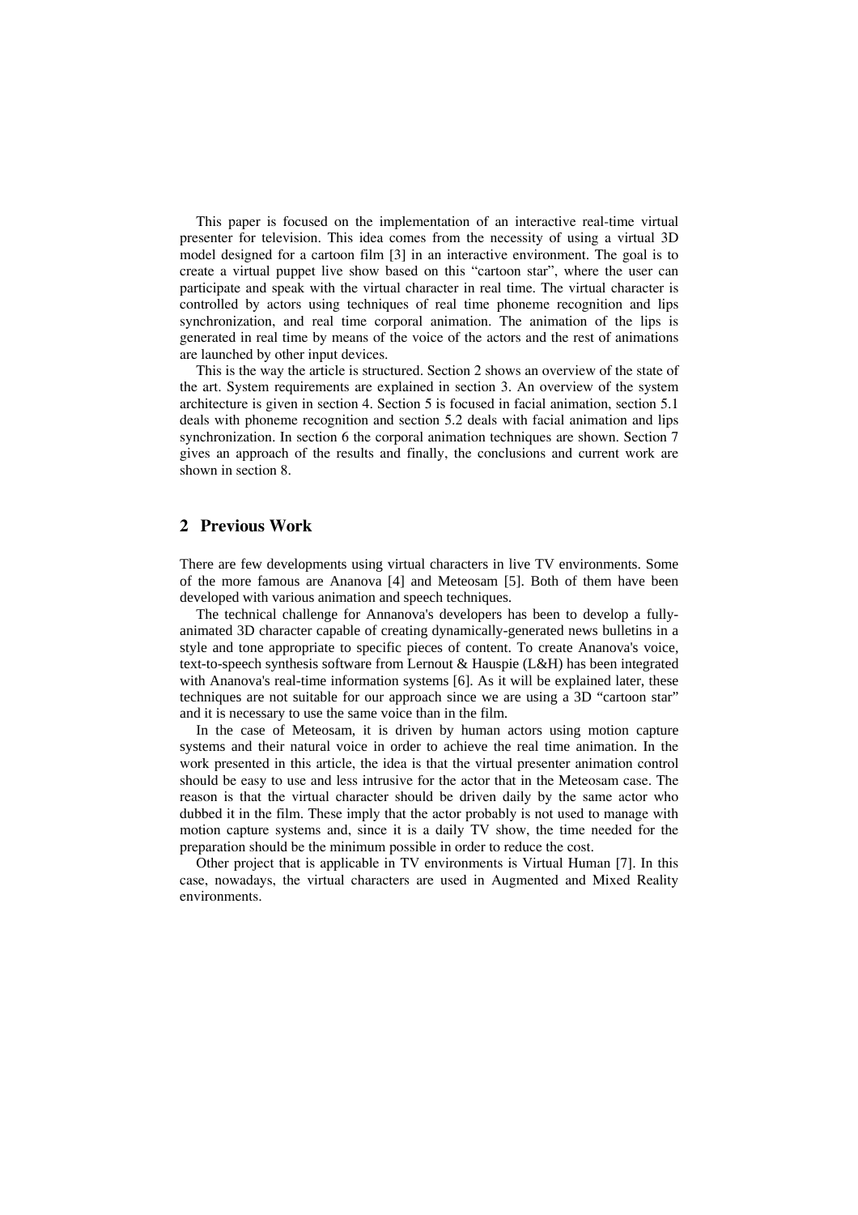This paper is focused on the implementation of an interactive real-time virtual presenter for television. This idea comes from the necessity of using a virtual 3D model designed for a cartoon film [3] in an interactive environment. The goal is to create a virtual puppet live show based on this "cartoon star", where the user can participate and speak with the virtual character in real time. The virtual character is controlled by actors using techniques of real time phoneme recognition and lips synchronization, and real time corporal animation. The animation of the lips is generated in real time by means of the voice of the actors and the rest of animations are launched by other input devices.

This is the way the article is structured. Section 2 shows an overview of the state of the art. System requirements are explained in section 3. An overview of the system architecture is given in section 4. Section 5 is focused in facial animation, section 5.1 deals with phoneme recognition and section 5.2 deals with facial animation and lips synchronization. In section 6 the corporal animation techniques are shown. Section 7 gives an approach of the results and finally, the conclusions and current work are shown in section 8.

## 2 Previous Work

There are few developments using virtual characters in live TV environments. Some of the more famous are Ananova [4] and Meteosam [5]. Both of them have been developed with various animation and speech techniques.

The technical challenge for Annanova's developers has been to develop a fully-animated 3D character capable of creating dynamically-generated news bulletins in a style and tone appropriate to specific pieces of content. To create Ananova's voice, text-to-speech synthesis software from Lernout & Hauspie (L&H) has been integrated with Ananova's real-time information systems [6]. As it will be explained later, these techniques are not suitable for our approach since we are using a 3D "cartoon star" and it is necessary to use the same voice than in the film.

In the case of Meteosam, it is driven by human actors using motion capture systems and their natural voice in order to achieve the real time animation. In the work presented in this article, the idea is that the virtual presenter animation control should be easy to use and less intrusive for the actor that in the Meteosam case. The reason is that the virtual character should be driven daily by the same actor who dubbed it in the film. These imply that the actor probably is not used to manage with motion capture systems and, since it is a daily TV show, the time needed for the preparation should be the minimum possible in order to reduce the cost.

Other project that is applicable in TV environments is Virtual Human [7]. In this case, nowadays, the virtual characters are used in Augmented and Mixed Reality environments.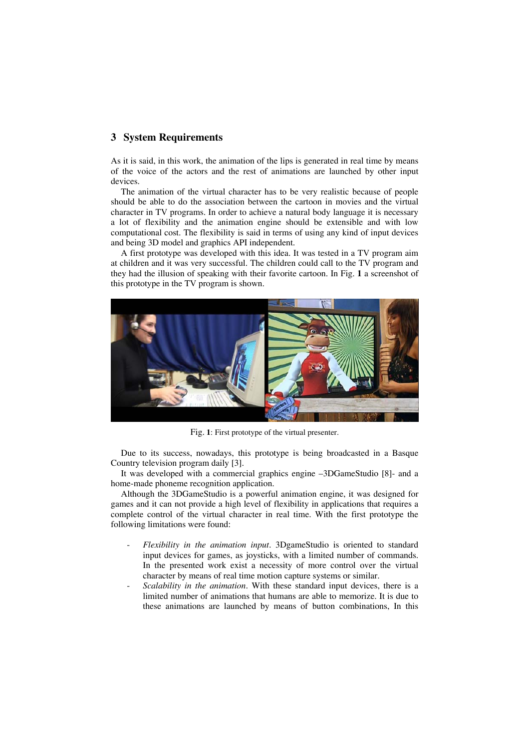## 3 System Requirements

As it is said, in this work, the animation of the lips is generated in real time by means of the voice of the actors and the rest of animations are launched by other input devices.

The animation of the virtual character has to be very realistic because of people should be able to do the association between the cartoon in movies and the virtual character in TV programs. In order to achieve a natural body language it is necessary a lot of flexibility and the animation engine should be extensible and with low computational cost. The flexibility is said in terms of using any kind of input devices and being 3D model and graphics API independent.

A first prototype was developed with this idea. It was tested in a TV program aim at children and it was very successful. The children could call to the TV program and they had the illusion of speaking with their favorite cartoon. In Fig. **1** a screenshot of this prototype in the TV program is shown.

Fig. **1**: First prototype of the virtual presenter.

Due to its success, nowadays, this prototype is being broadcasted in a Basque Country television program daily [3].

It was developed with a commercial graphics engine –3DGameStudio [8]- and a home-made phoneme recognition application.

Although the 3DGameStudio is a powerful animation engine, it was designed for games and it can not provide a high level of flexibility in applications that requires a complete control of the virtual character in real time. With the first prototype the following limitations were found:

- *Flexibility in the animation input*. 3DgameStudio is oriented to standard input devices for games, as joysticks, with a limited number of commands. In the presented work exist a necessity of more control over the virtual character by means of real time motion capture systems or similar.
- *Scalability in the animation*. With these standard input devices, there is a limited number of animations that humans are able to memorize. It is due to these animations are launched by means of button combinations, In this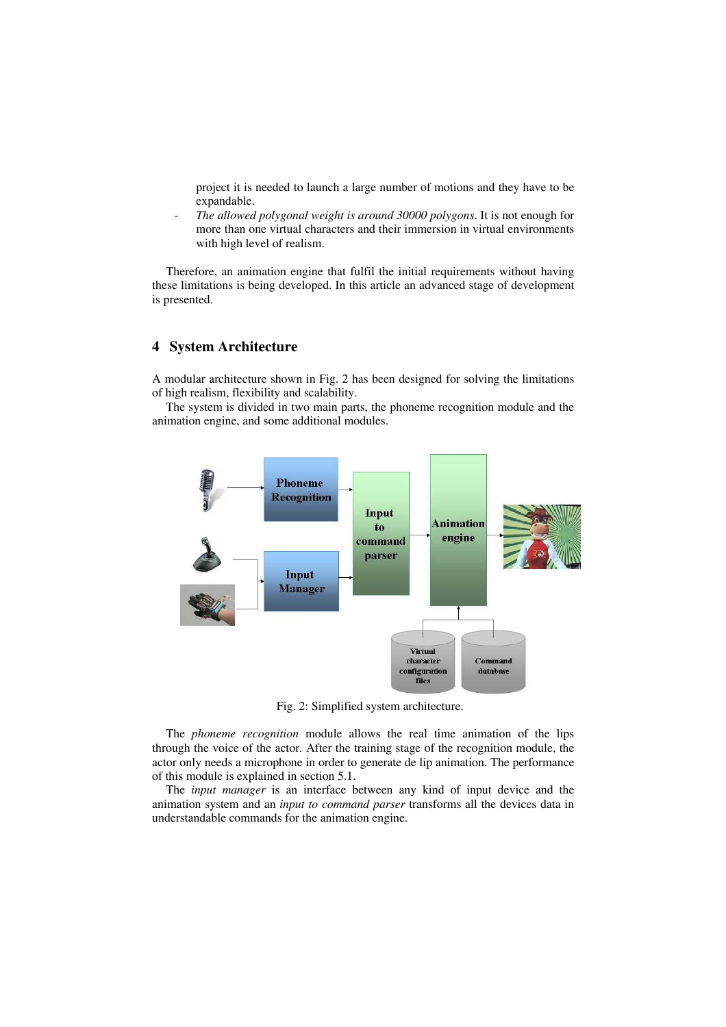project it is needed to launch a large number of motions and they have to be expandable.

- *The allowed polygonal weight is around 30000 polygons*. It is not enough for more than one virtual characters and their immersion in virtual environments with high level of realism.

Therefore, an animation engine that fulfil the initial requirements without having these limitations is being developed. In this article an advanced stage of development is presented.

## 4 System Architecture

A modular architecture shown in Fig. 2 has been designed for solving the limitations of high realism, flexibility and scalability.

The system is divided in two main parts, the phoneme recognition module and the animation engine, and some additional modules.

Fig. 2: Simplified system architecture.

The *phoneme recognition* module allows the real time animation of the lips through the voice of the actor. After the training stage of the recognition module, the actor only needs a microphone in order to generate de lip animation. The performance of this module is explained in section 5.1.

The *input manager* is an interface between any kind of input device and the animation system and an *input to command parser* transforms all the devices data in understandable commands for the animation engine.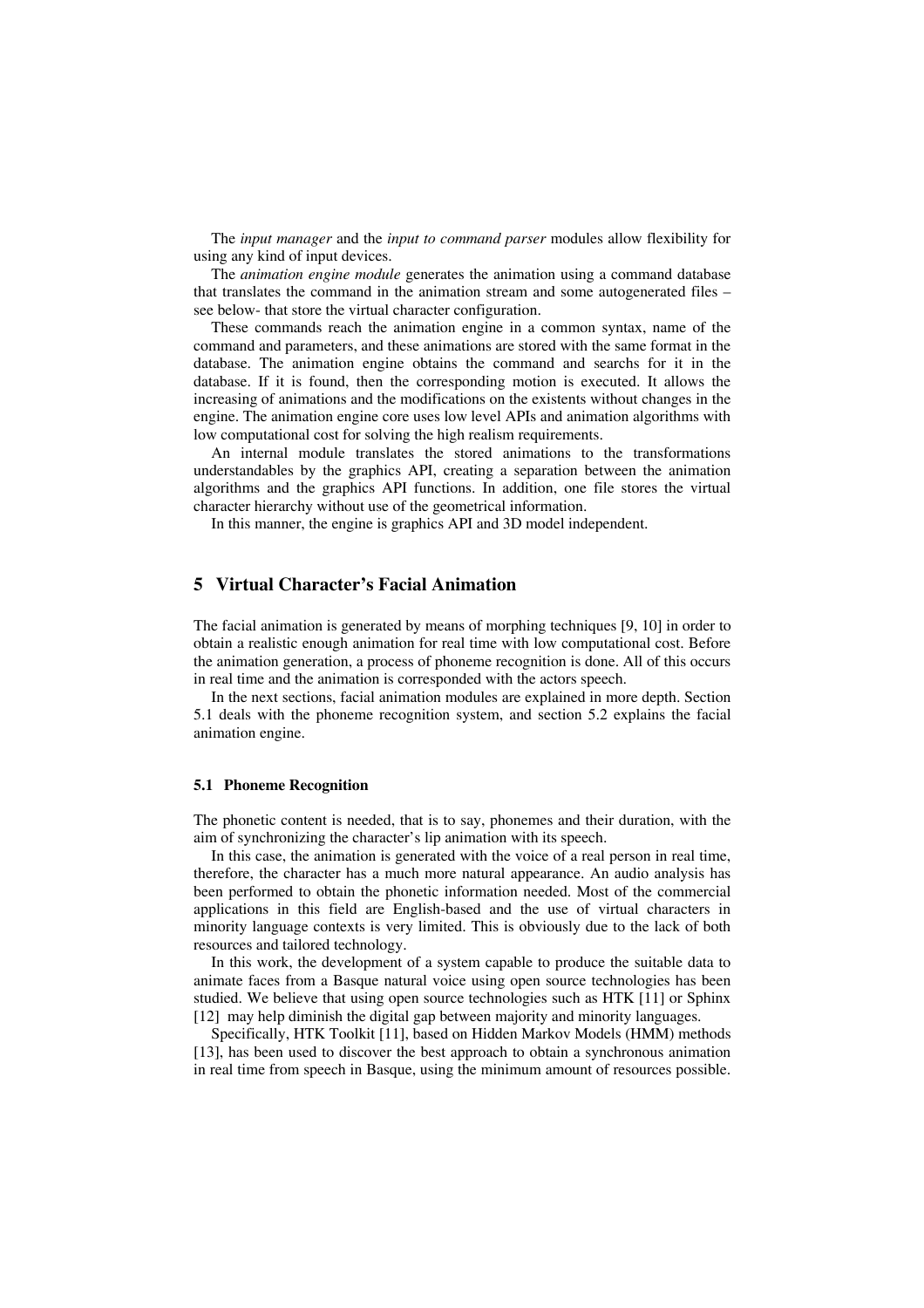The *input manager* and the *input to command parser* modules allow flexibility for using any kind of input devices.

The *animation engine module* generates the animation using a command database that translates the command in the animation stream and some autogenerated files – see below- that store the virtual character configuration.

These commands reach the animation engine in a common syntax, name of the command and parameters, and these animations are stored with the same format in the database. The animation engine obtains the command and searchs for it in the database. If it is found, then the corresponding motion is executed. It allows the increasing of animations and the modifications on the existents without changes in the engine. The animation engine core uses low level APIs and animation algorithms with low computational cost for solving the high realism requirements.

An internal module translates the stored animations to the transformations understandables by the graphics API, creating a separation between the animation algorithms and the graphics API functions. In addition, one file stores the virtual character hierarchy without use of the geometrical information.

In this manner, the engine is graphics API and 3D model independent.

## 5 Virtual Character's Facial Animation

The facial animation is generated by means of morphing techniques [9, 10] in order to obtain a realistic enough animation for real time with low computational cost. Before the animation generation, a process of phoneme recognition is done. All of this occurs in real time and the animation is corresponded with the actors speech.

In the next sections, facial animation modules are explained in more depth. Section 5.1 deals with the phoneme recognition system, and section 5.2 explains the facial animation engine.

### 5.1 Phoneme Recognition

The phonetic content is needed, that is to say, phonemes and their duration, with the aim of synchronizing the character's lip animation with its speech.

In this case, the animation is generated with the voice of a real person in real time, therefore, the character has a much more natural appearance. An audio analysis has been performed to obtain the phonetic information needed. Most of the commercial applications in this field are English-based and the use of virtual characters in minority language contexts is very limited. This is obviously due to the lack of both resources and tailored technology.

In this work, the development of a system capable to produce the suitable data to animate faces from a Basque natural voice using open source technologies has been studied. We believe that using open source technologies such as HTK [11] or Sphinx [12] may help diminish the digital gap between majority and minority languages.

Specifically, HTK Toolkit [11], based on Hidden Markov Models (HMM) methods [13], has been used to discover the best approach to obtain a synchronous animation in real time from speech in Basque, using the minimum amount of resources possible.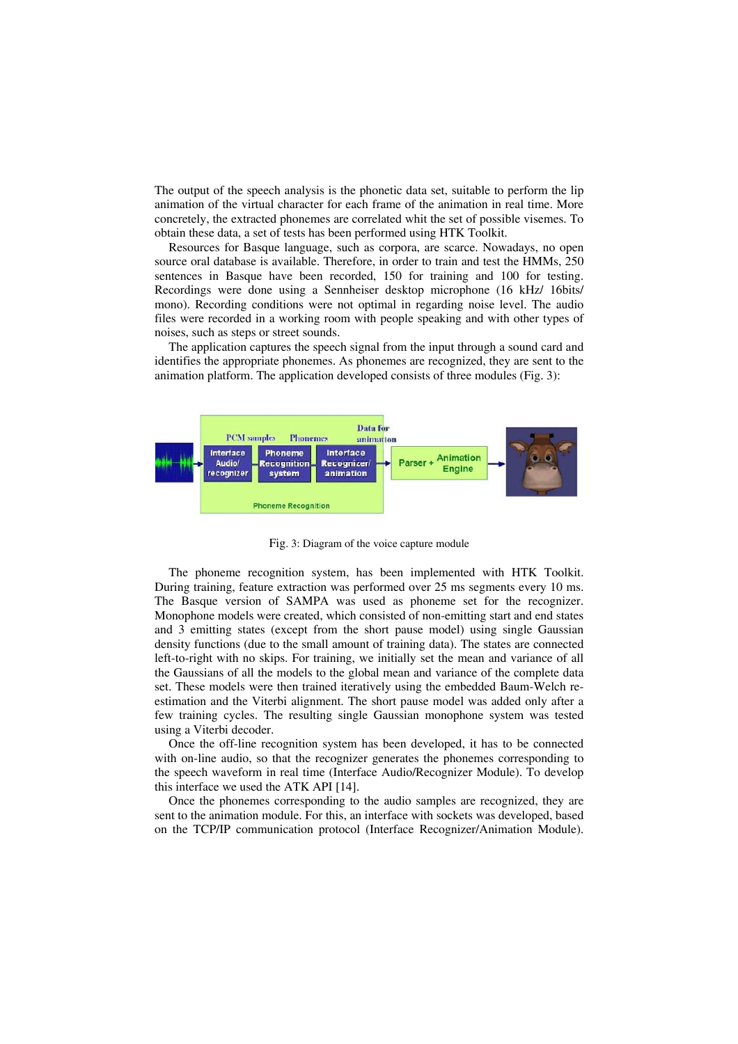The output of the speech analysis is the phonetic data set, suitable to perform the lip animation of the virtual character for each frame of the animation in real time. More concretely, the extracted phonemes are correlated whit the set of possible visemes. To obtain these data, a set of tests has been performed using HTK Toolkit.

Resources for Basque language, such as corpora, are scarce. Nowadays, no open source oral database is available. Therefore, in order to train and test the HMMs, 250 sentences in Basque have been recorded, 150 for training and 100 for testing. Recordings were done using a Sennheiser desktop microphone (16 kHz/ 16bits/ mono). Recording conditions were not optimal in regarding noise level. The audio files were recorded in a working room with people speaking and with other types of noises, such as steps or street sounds.

The application captures the speech signal from the input through a sound card and identifies the appropriate phonemes. As phonemes are recognized, they are sent to the animation platform. The application developed consists of three modules (Fig. 3):

Fig. 3: Diagram of the voice capture module

The phoneme recognition system, has been implemented with HTK Toolkit. During training, feature extraction was performed over 25 ms segments every 10 ms. The Basque version of SAMPA was used as phoneme set for the recognizer. Monophone models were created, which consisted of non-emitting start and end states and 3 emitting states (except from the short pause model) using single Gaussian density functions (due to the small amount of training data). The states are connected left-to-right with no skips. For training, we initially set the mean and variance of all the Gaussians of all the models to the global mean and variance of the complete data set. These models were then trained iteratively using the embedded Baum-Welch re-estimation and the Viterbi alignment. The short pause model was added only after a few training cycles. The resulting single Gaussian monophone system was tested using a Viterbi decoder.

Once the off-line recognition system has been developed, it has to be connected with on-line audio, so that the recognizer generates the phonemes corresponding to the speech waveform in real time (Interface Audio/Recognizer Module). To develop this interface we used the ATK API [14].

Once the phonemes corresponding to the audio samples are recognized, they are sent to the animation module. For this, an interface with sockets was developed, based on the TCP/IP communication protocol (Interface Recognizer/Animation Module).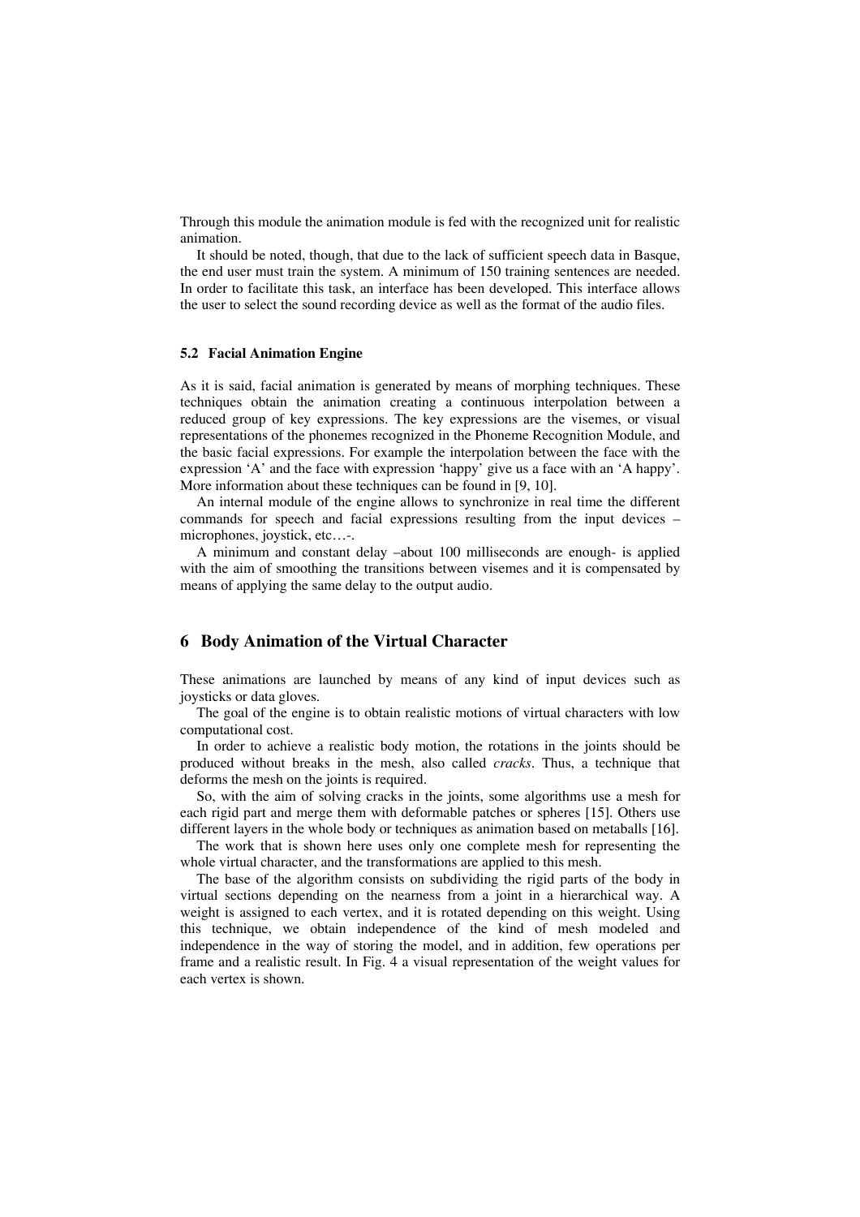Through this module the animation module is fed with the recognized unit for realistic animation.

It should be noted, though, that due to the lack of sufficient speech data in Basque, the end user must train the system. A minimum of 150 training sentences are needed. In order to facilitate this task, an interface has been developed. This interface allows the user to select the sound recording device as well as the format of the audio files.

### 5.2 Facial Animation Engine

As it is said, facial animation is generated by means of morphing techniques. These techniques obtain the animation creating a continuous interpolation between a reduced group of key expressions. The key expressions are the visemes, or visual representations of the phonemes recognized in the Phoneme Recognition Module, and the basic facial expressions. For example the interpolation between the face with the expression 'A' and the face with expression 'happy' give us a face with an 'A happy'. More information about these techniques can be found in [9, 10].

An internal module of the engine allows to synchronize in real time the different commands for speech and facial expressions resulting from the input devices –microphones, joystick, etc…-.

A minimum and constant delay –about 100 milliseconds are enough- is applied with the aim of smoothing the transitions between visemes and it is compensated by means of applying the same delay to the output audio.

## 6 Body Animation of the Virtual Character

These animations are launched by means of any kind of input devices such as joysticks or data gloves.

The goal of the engine is to obtain realistic motions of virtual characters with low computational cost.

In order to achieve a realistic body motion, the rotations in the joints should be produced without breaks in the mesh, also called *cracks*. Thus, a technique that deforms the mesh on the joints is required.

So, with the aim of solving cracks in the joints, some algorithms use a mesh for each rigid part and merge them with deformable patches or spheres [15]. Others use different layers in the whole body or techniques as animation based on metaballs [16].

The work that is shown here uses only one complete mesh for representing the whole virtual character, and the transformations are applied to this mesh.

The base of the algorithm consists on subdividing the rigid parts of the body in virtual sections depending on the nearness from a joint in a hierarchical way. A weight is assigned to each vertex, and it is rotated depending on this weight. Using this technique, we obtain independence of the kind of mesh modeled and independence in the way of storing the model, and in addition, few operations per frame and a realistic result. In Fig. 4 a visual representation of the weight values for each vertex is shown.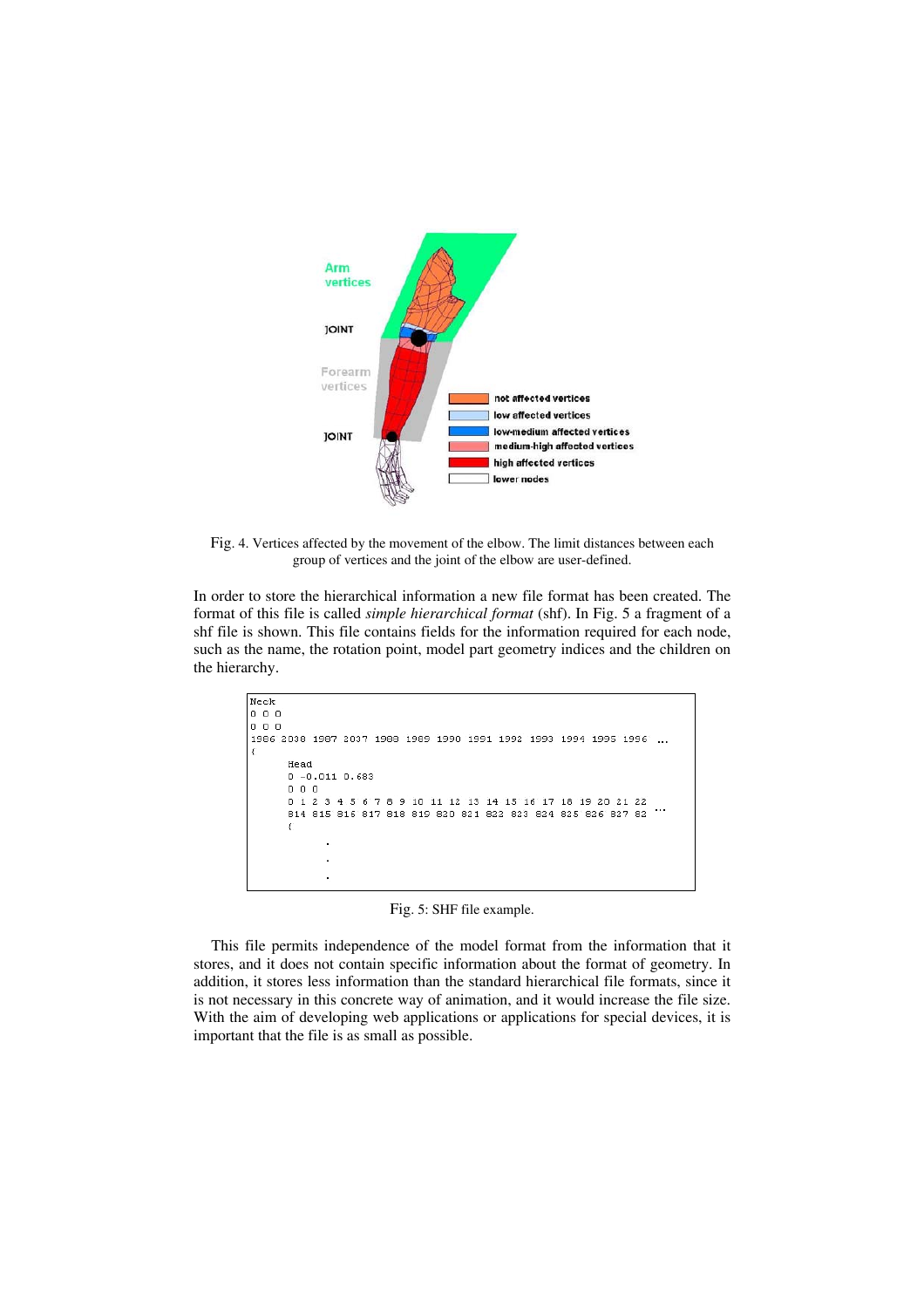Fig. 4. Vertices affected by the movement of the elbow. The limit distances between each group of vertices and the joint of the elbow are user-defined.

In order to store the hierarchical information a new file format has been created. The format of this file is called *simple hierarchical format* (shf). In Fig. 5 a fragment of a shf file is shown. This file contains fields for the information required for each node, such as the name, the rotation point, model part geometry indices and the children on the hierarchy.

```
Neck
0 0 0
0 0 0
1986 2038 1987 2037 1988 1989 1990 1991 1992 1993 1994 1995 1996 ...
{
      Head
      0 -0.011 0.683
      0 0 0
      0 1 2 3 4 5 6 7 8 9 10 11 12 13 14 15 16 17 18 19 20 21 22
      814 815 816 817 818 819 820 821 822 823 824 825 826 827 82 ...
      {
            .
            .
            .
```

Fig. 5: SHF file example.

This file permits independence of the model format from the information that it stores, and it does not contain specific information about the format of geometry. In addition, it stores less information than the standard hierarchical file formats, since it is not necessary in this concrete way of animation, and it would increase the file size. With the aim of developing web applications or applications for special devices, it is important that the file is as small as possible.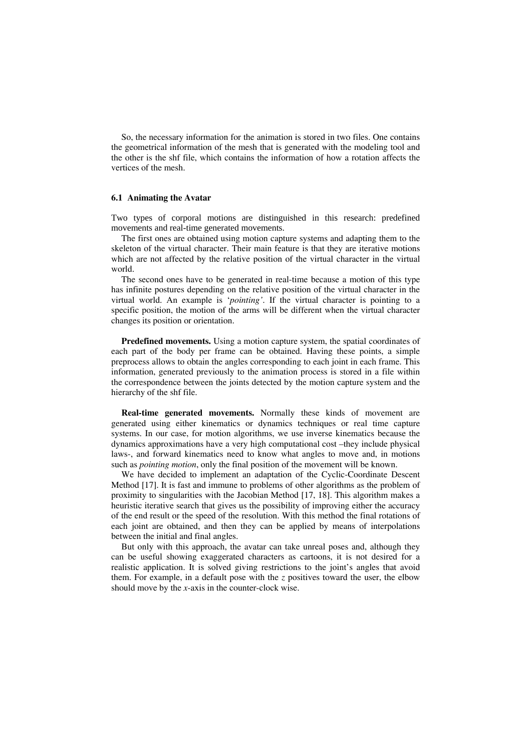So, the necessary information for the animation is stored in two files. One contains the geometrical information of the mesh that is generated with the modeling tool and the other is the shf file, which contains the information of how a rotation affects the vertices of the mesh.

### 6.1 Animating the Avatar

Two types of corporal motions are distinguished in this research: predefined movements and real-time generated movements.

The first ones are obtained using motion capture systems and adapting them to the skeleton of the virtual character. Their main feature is that they are iterative motions which are not affected by the relative position of the virtual character in the virtual world.

The second ones have to be generated in real-time because a motion of this type has infinite postures depending on the relative position of the virtual character in the virtual world. An example is '*pointing'*. If the virtual character is pointing to a specific position, the motion of the arms will be different when the virtual character changes its position or orientation.

**Predefined movements.** Using a motion capture system, the spatial coordinates of each part of the body per frame can be obtained. Having these points, a simple preprocess allows to obtain the angles corresponding to each joint in each frame. This information, generated previously to the animation process is stored in a file within the correspondence between the joints detected by the motion capture system and the hierarchy of the shf file.

**Real-time generated movements.** Normally these kinds of movement are generated using either kinematics or dynamics techniques or real time capture systems. In our case, for motion algorithms, we use inverse kinematics because the dynamics approximations have a very high computational cost –they include physical laws-, and forward kinematics need to know what angles to move and, in motions such as *pointing motion*, only the final position of the movement will be known.

We have decided to implement an adaptation of the Cyclic-Coordinate Descent Method [17]. It is fast and immune to problems of other algorithms as the problem of proximity to singularities with the Jacobian Method [17, 18]. This algorithm makes a heuristic iterative search that gives us the possibility of improving either the accuracy of the end result or the speed of the resolution. With this method the final rotations of each joint are obtained, and then they can be applied by means of interpolations between the initial and final angles.

But only with this approach, the avatar can take unreal poses and, although they can be useful showing exaggerated characters as cartoons, it is not desired for a realistic application. It is solved giving restrictions to the joint's angles that avoid them. For example, in a default pose with the $z$ positives toward the user, the elbow should move by the $x$-axis in the counter-clock wise.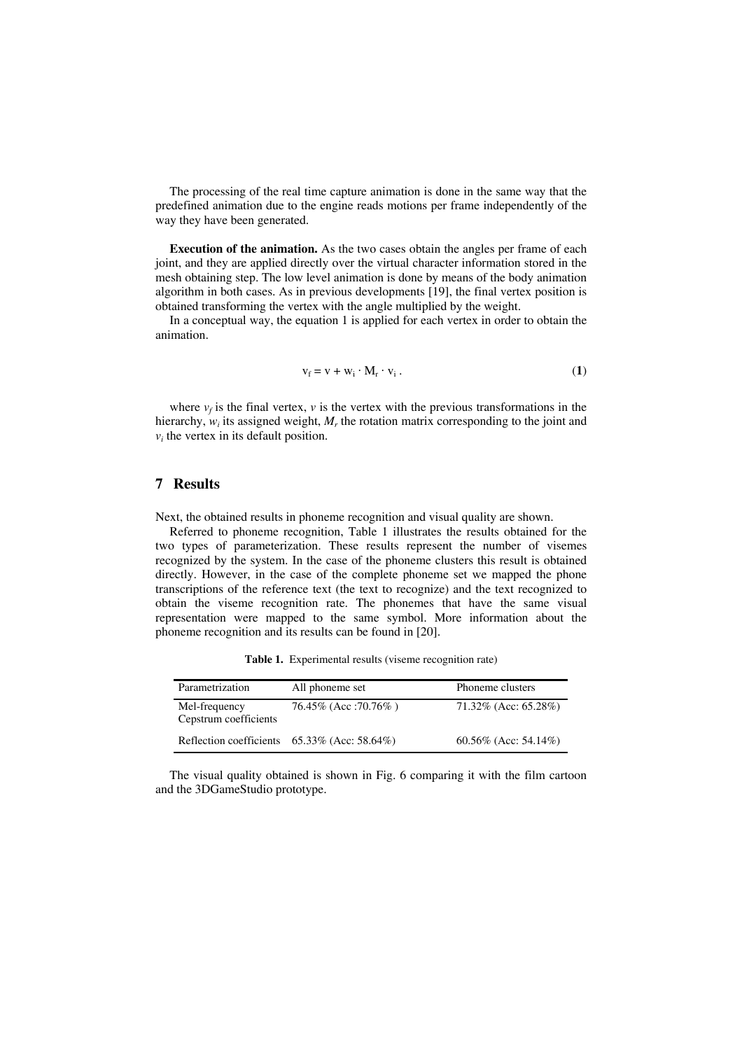The processing of the real time capture animation is done in the same way that the predefined animation due to the engine reads motions per frame independently of the way they have been generated.

**Execution of the animation.** As the two cases obtain the angles per frame of each joint, and they are applied directly over the virtual character information stored in the mesh obtaining step. The low level animation is done by means of the body animation algorithm in both cases. As in previous developments [19], the final vertex position is obtained transforming the vertex with the angle multiplied by the weight.

In a conceptual way, the equation 1 is applied for each vertex in order to obtain the animation.

$$v_f = v + w_i \cdot M_r \cdot v_i \,. \tag{1}$$

where $v_f$ is the final vertex, $v$ is the vertex with the previous transformations in the hierarchy, $w_i$ its assigned weight, $M_r$ the rotation matrix corresponding to the joint and $v_i$ the vertex in its default position.

## 7 Results

Next, the obtained results in phoneme recognition and visual quality are shown.

Referred to phoneme recognition, Table 1 illustrates the results obtained for the two types of parameterization. These results represent the number of visemes recognized by the system. In the case of the phoneme clusters this result is obtained directly. However, in the case of the complete phoneme set we mapped the phone transcriptions of the reference text (the text to recognize) and the text recognized to obtain the viseme recognition rate. The phonemes that have the same visual representation were mapped to the same symbol. More information about the phoneme recognition and its results can be found in [20].

**Table 1.** Experimental results (viseme recognition rate)

| Parametrization | All phoneme set | Phoneme clusters |
|---|---|---|
| Mel-frequency Cepstrum coefficients | 76.45% (Acc :70.76% ) | 71.32% (Acc: 65.28%) |
| Reflection coefficients | 65.33% (Acc: 58.64%) | 60.56% (Acc: 54.14%) |

The visual quality obtained is shown in Fig. 6 comparing it with the film cartoon and the 3DGameStudio prototype.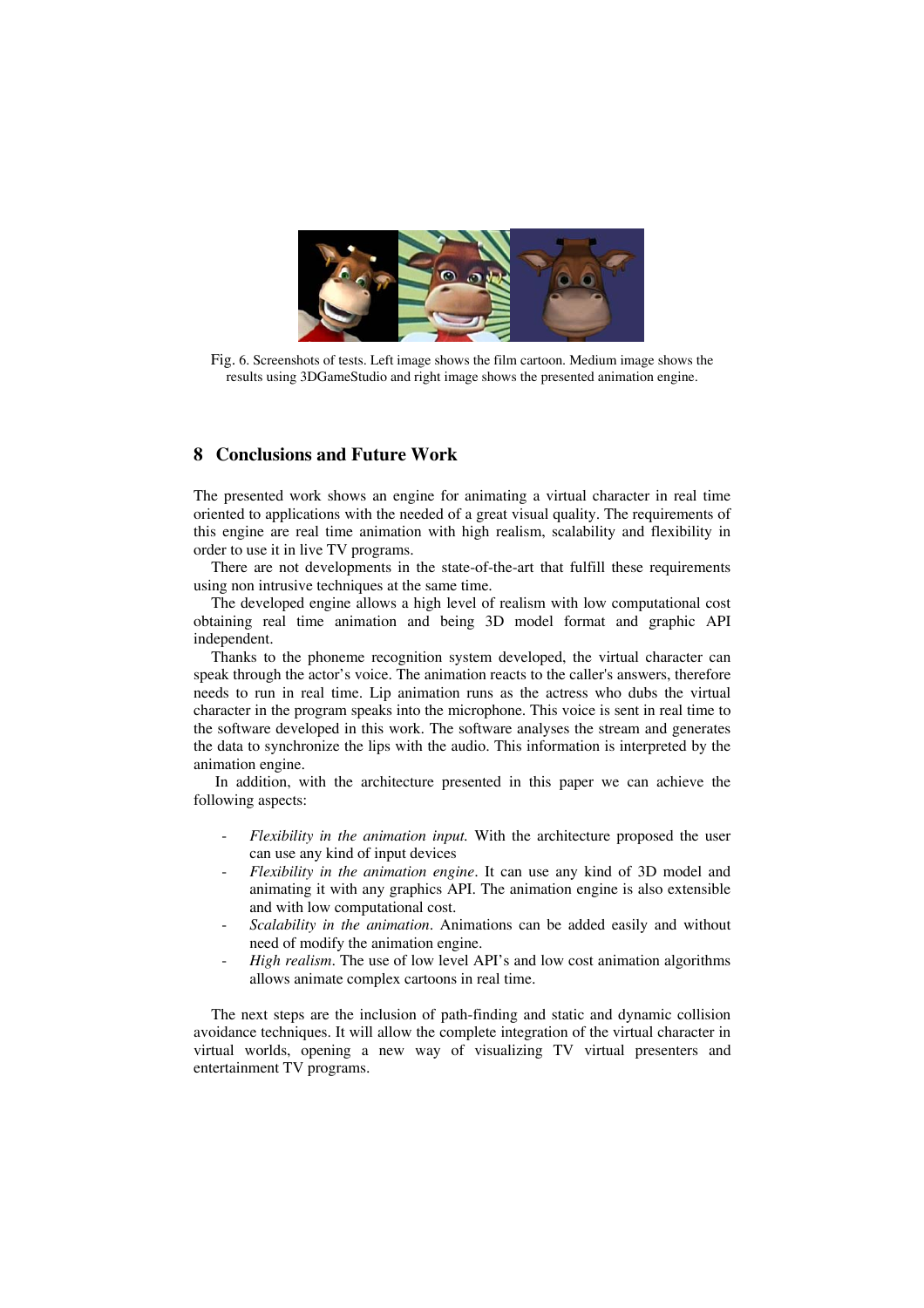Fig. 6. Screenshots of tests. Left image shows the film cartoon. Medium image shows the results using 3DGameStudio and right image shows the presented animation engine.

## 8 Conclusions and Future Work

The presented work shows an engine for animating a virtual character in real time oriented to applications with the needed of a great visual quality. The requirements of this engine are real time animation with high realism, scalability and flexibility in order to use it in live TV programs.

There are not developments in the state-of-the-art that fulfill these requirements using non intrusive techniques at the same time.

The developed engine allows a high level of realism with low computational cost obtaining real time animation and being 3D model format and graphic API independent.

Thanks to the phoneme recognition system developed, the virtual character can speak through the actor's voice. The animation reacts to the caller's answers, therefore needs to run in real time. Lip animation runs as the actress who dubs the virtual character in the program speaks into the microphone. This voice is sent in real time to the software developed in this work. The software analyses the stream and generates the data to synchronize the lips with the audio. This information is interpreted by the animation engine.

In addition, with the architecture presented in this paper we can achieve the following aspects:

- *Flexibility in the animation input.* With the architecture proposed the user can use any kind of input devices
- *Flexibility in the animation engine*. It can use any kind of 3D model and animating it with any graphics API. The animation engine is also extensible and with low computational cost.
- *Scalability in the animation*. Animations can be added easily and without need of modify the animation engine.
- *High realism*. The use of low level API's and low cost animation algorithms allows animate complex cartoons in real time.

The next steps are the inclusion of path-finding and static and dynamic collision avoidance techniques. It will allow the complete integration of the virtual character in virtual worlds, opening a new way of visualizing TV virtual presenters and entertainment TV programs.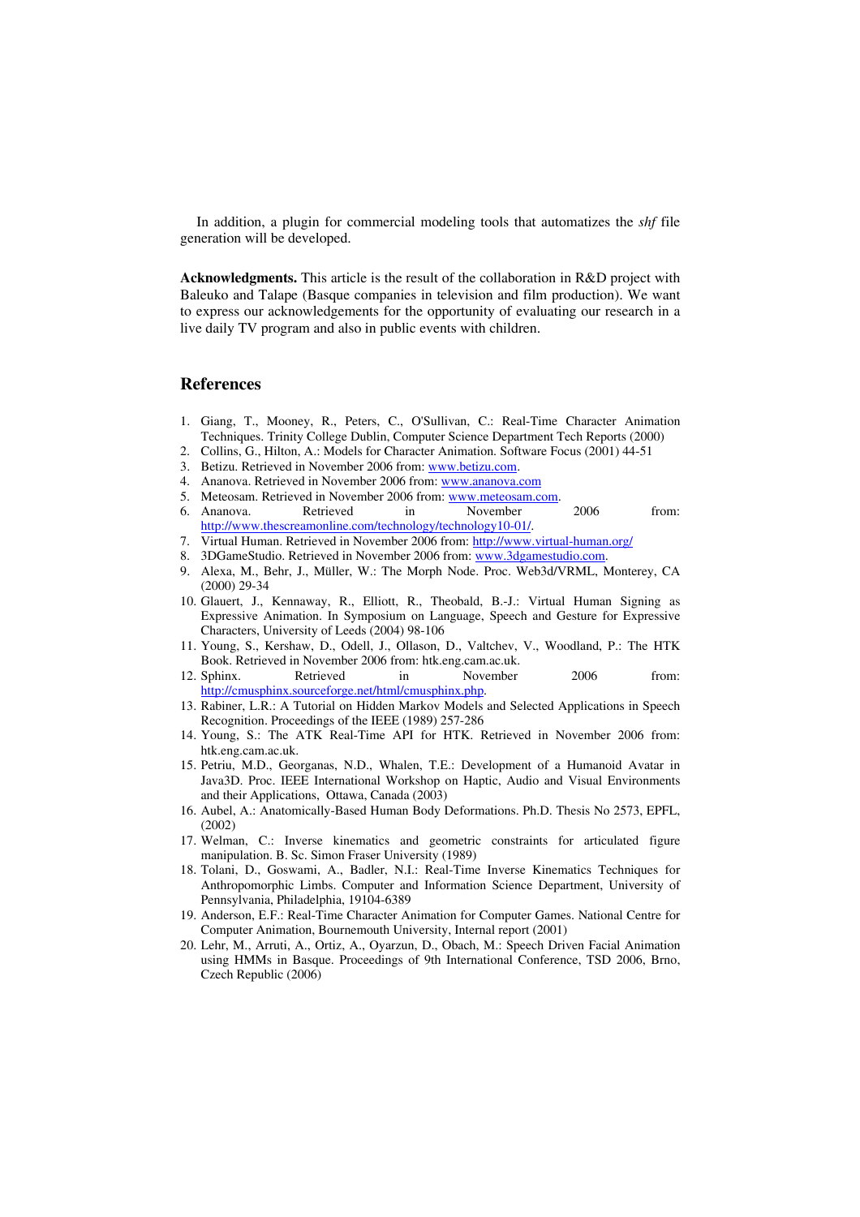In addition, a plugin for commercial modeling tools that automatizes the *shf* file generation will be developed.

**Acknowledgments.** This article is the result of the collaboration in R&D project with Baleuko and Talape (Basque companies in television and film production). We want to express our acknowledgements for the opportunity of evaluating our research in a live daily TV program and also in public events with children.

## References

1. Giang, T., Mooney, R., Peters, C., O'Sullivan, C.: Real-Time Character Animation Techniques. Trinity College Dublin, Computer Science Department Tech Reports (2000)
2. Collins, G., Hilton, A.: Models for Character Animation. Software Focus (2001) 44-51
3. Betizu. Retrieved in November 2006 from: www.betizu.com.
4. Ananova. Retrieved in November 2006 from: www.ananova.com
5. Meteosam. Retrieved in November 2006 from: www.meteosam.com.
6. Ananova. Retrieved in November 2006 from: http://www.thescreamonline.com/technology/technology10-01/.
7. Virtual Human. Retrieved in November 2006 from: http://www.virtual-human.org/
8. 3DGameStudio. Retrieved in November 2006 from: www.3dgamestudio.com.
9. Alexa, M., Behr, J., Müller, W.: The Morph Node. Proc. Web3d/VRML, Monterey, CA (2000) 29-34
10. Glauert, J., Kennaway, R., Elliott, R., Theobald, B.-J.: Virtual Human Signing as Expressive Animation. In Symposium on Language, Speech and Gesture for Expressive Characters, University of Leeds (2004) 98-106
11. Young, S., Kershaw, D., Odell, J., Ollason, D., Valtchev, V., Woodland, P.: The HTK Book. Retrieved in November 2006 from: htk.eng.cam.ac.uk.
12. Sphinx. Retrieved in November 2006 from: http://cmusphinx.sourceforge.net/html/cmusphinx.php.
13. Rabiner, L.R.: A Tutorial on Hidden Markov Models and Selected Applications in Speech Recognition. Proceedings of the IEEE (1989) 257-286
14. Young, S.: The ATK Real-Time API for HTK. Retrieved in November 2006 from: htk.eng.cam.ac.uk.
15. Petriu, M.D., Georganas, N.D., Whalen, T.E.: Development of a Humanoid Avatar in Java3D. Proc. IEEE International Workshop on Haptic, Audio and Visual Environments and their Applications, Ottawa, Canada (2003)
16. Aubel, A.: Anatomically-Based Human Body Deformations. Ph.D. Thesis No 2573, EPFL, (2002)
17. Welman, C.: Inverse kinematics and geometric constraints for articulated figure manipulation. B. Sc. Simon Fraser University (1989)
18. Tolani, D., Goswami, A., Badler, N.I.: Real-Time Inverse Kinematics Techniques for Anthropomorphic Limbs. Computer and Information Science Department, University of Pennsylvania, Philadelphia, 19104-6389
19. Anderson, E.F.: Real-Time Character Animation for Computer Games. National Centre for Computer Animation, Bournemouth University, Internal report (2001)
20. Lehr, M., Arruti, A., Ortiz, A., Oyarzun, D., Obach, M.: Speech Driven Facial Animation using HMMs in Basque. Proceedings of 9th International Conference, TSD 2006, Brno, Czech Republic (2006)